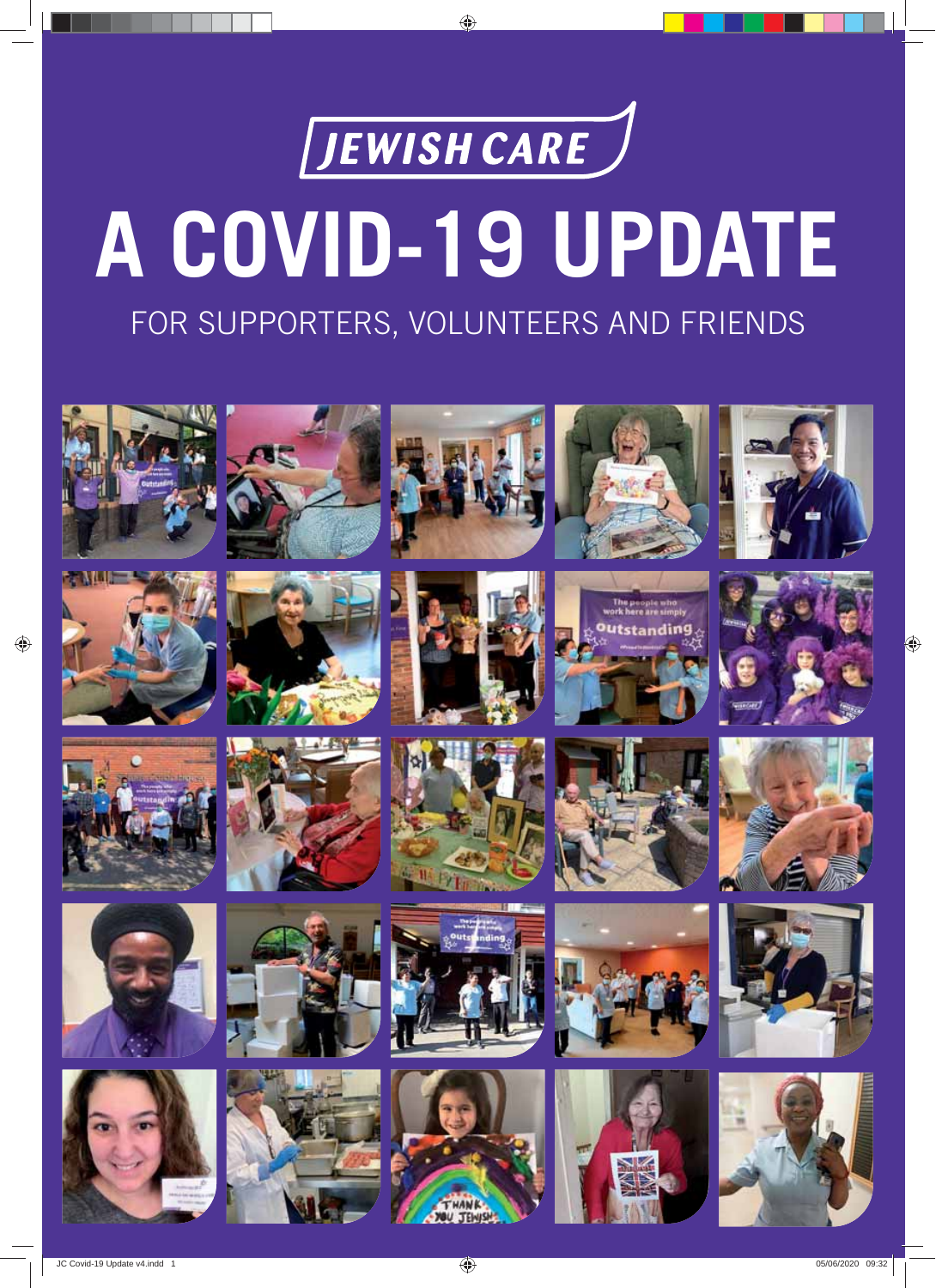JEWISH CARE

# A COVID-19 UPDATE

## FOR SUPPORTERS, VOLUNTEERS AND FRIENDS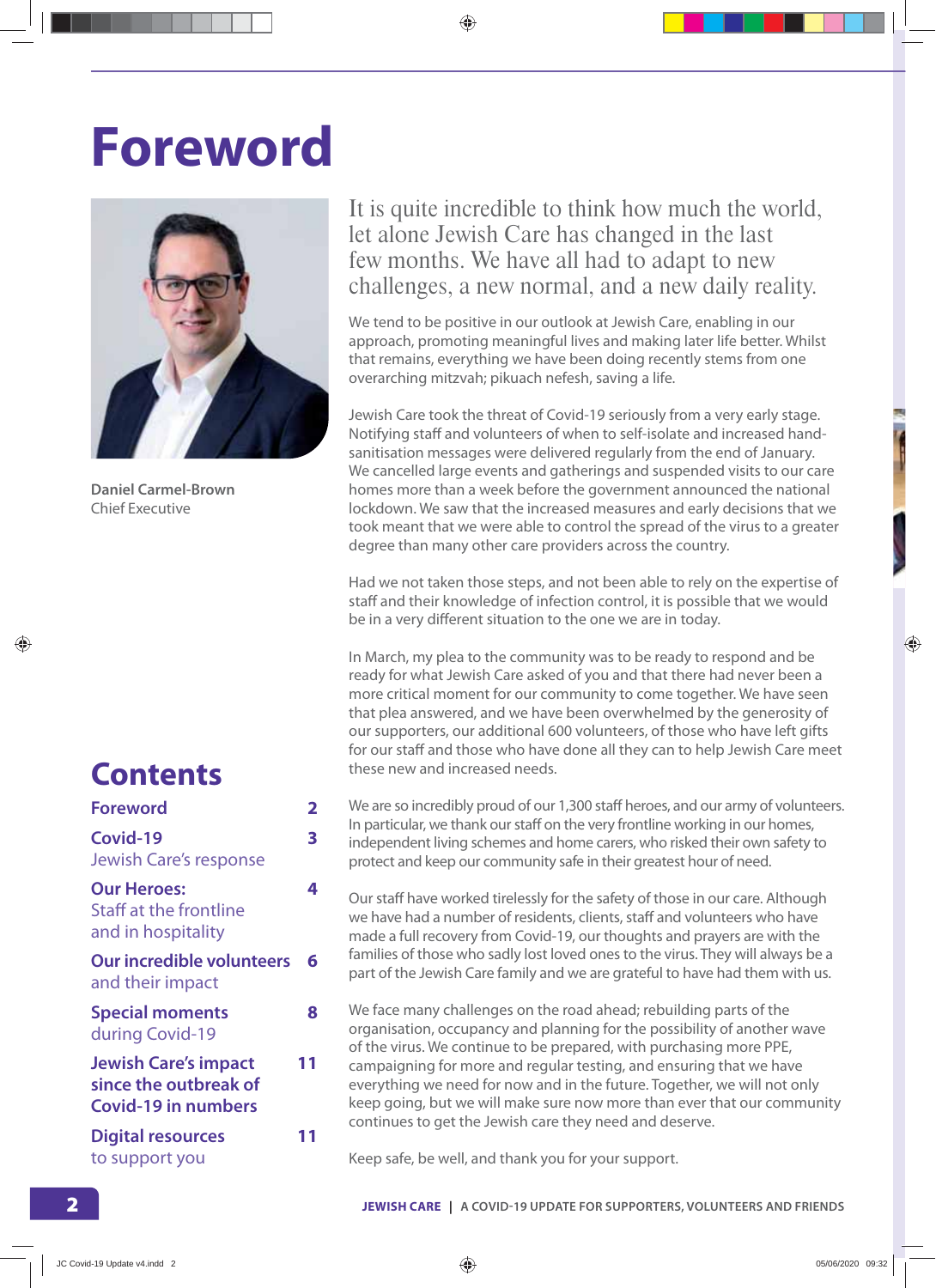# Foreword

**Daniel Carmel-Brown**
Chief Executive

It is quite incredible to think how much the world, let alone Jewish Care has changed in the last few months. We have all had to adapt to new challenges, a new normal, and a new daily reality.

We tend to be positive in our outlook at Jewish Care, enabling in our approach, promoting meaningful lives and making later life better. Whilst that remains, everything we have been doing recently stems from one overarching mitzvah; pikuach nefesh, saving a life.

Jewish Care took the threat of Covid-19 seriously from a very early stage. Notifying staff and volunteers of when to self-isolate and increased hand-sanitisation messages were delivered regularly from the end of January. We cancelled large events and gatherings and suspended visits to our care homes more than a week before the government announced the national lockdown. We saw that the increased measures and early decisions that we took meant that we were able to control the spread of the virus to a greater degree than many other care providers across the country.

Had we not taken those steps, and not been able to rely on the expertise of staff and their knowledge of infection control, it is possible that we would be in a very different situation to the one we are in today.

In March, my plea to the community was to be ready to respond and be ready for what Jewish Care asked of you and that there had never been a more critical moment for our community to come together. We have seen that plea answered, and we have been overwhelmed by the generosity of our supporters, our additional 600 volunteers, of those who have left gifts for our staff and those who have done all they can to help Jewish Care meet these new and increased needs.

We are so incredibly proud of our 1,300 staff heroes, and our army of volunteers. In particular, we thank our staff on the very frontline working in our homes, independent living schemes and home carers, who risked their own safety to protect and keep our community safe in their greatest hour of need.

Our staff have worked tirelessly for the safety of those in our care. Although we have had a number of residents, clients, staff and volunteers who have made a full recovery from Covid-19, our thoughts and prayers are with the families of those who sadly lost loved ones to the virus. They will always be a part of the Jewish Care family and we are grateful to have had them with us.

We face many challenges on the road ahead; rebuilding parts of the organisation, occupancy and planning for the possibility of another wave of the virus. We continue to be prepared, with purchasing more PPE, campaigning for more and regular testing, and ensuring that we have everything we need for now and in the future. Together, we will not only keep going, but we will make sure now more than ever that our community continues to get the Jewish care they need and deserve.

Keep safe, be well, and thank you for your support.

## Contents

| | |
|---|---|
| **Foreword** | 2 |
| **Covid-19** Jewish Care's response | 3 |
| **Our Heroes:** Staff at the frontline and in hospitality | 4 |
| **Our incredible volunteers** and their impact | 6 |
| **Special moments** during Covid-19 | 8 |
| **Jewish Care's impact since the outbreak of Covid-19 in numbers** | 11 |
| **Digital resources** to support you | 11 |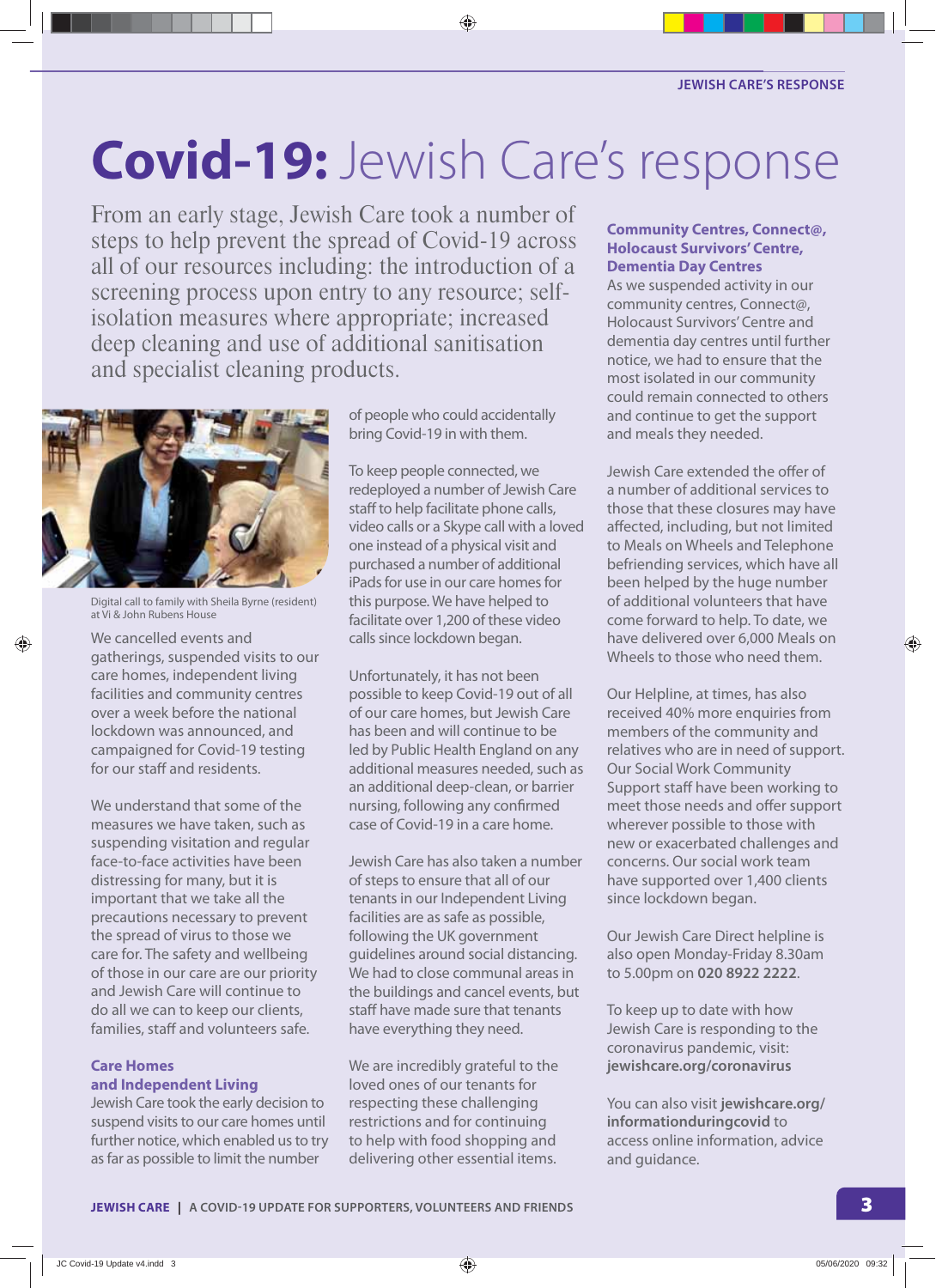# Covid-19: Jewish Care's response

From an early stage, Jewish Care took a number of steps to help prevent the spread of Covid-19 across all of our resources including: the introduction of a screening process upon entry to any resource; self-isolation measures where appropriate; increased deep cleaning and use of additional sanitisation and specialist cleaning products.

Digital call to family with Sheila Byrne (resident) at Vi & John Rubens House

We cancelled events and gatherings, suspended visits to our care homes, independent living facilities and community centres over a week before the national lockdown was announced, and campaigned for Covid-19 testing for our staff and residents.

We understand that some of the measures we have taken, such as suspending visitation and regular face-to-face activities have been distressing for many, but it is important that we take all the precautions necessary to prevent the spread of virus to those we care for. The safety and wellbeing of those in our care are our priority and Jewish Care will continue to do all we can to keep our clients, families, staff and volunteers safe.

### Care Homes and Independent Living

Jewish Care took the early decision to suspend visits to our care homes until further notice, which enabled us to try as far as possible to limit the number of people who could accidentally bring Covid-19 in with them.

To keep people connected, we redeployed a number of Jewish Care staff to help facilitate phone calls, video calls or a Skype call with a loved one instead of a physical visit and purchased a number of additional iPads for use in our care homes for this purpose. We have helped to facilitate over 1,200 of these video calls since lockdown began.

Unfortunately, it has not been possible to keep Covid-19 out of all of our care homes, but Jewish Care has been and will continue to be led by Public Health England on any additional measures needed, such as an additional deep-clean, or barrier nursing, following any confirmed case of Covid-19 in a care home.

Jewish Care has also taken a number of steps to ensure that all of our tenants in our Independent Living facilities are as safe as possible, following the UK government guidelines around social distancing. We had to close communal areas in the buildings and cancel events, but staff have made sure that tenants have everything they need.

We are incredibly grateful to the loved ones of our tenants for respecting these challenging restrictions and for continuing to help with food shopping and delivering other essential items.

### Community Centres, Connect@, Holocaust Survivors' Centre, Dementia Day Centres

As we suspended activity in our community centres, Connect@, Holocaust Survivors' Centre and dementia day centres until further notice, we had to ensure that the most isolated in our community could remain connected to others and continue to get the support and meals they needed.

Jewish Care extended the offer of a number of additional services to those that these closures may have affected, including, but not limited to Meals on Wheels and Telephone befriending services, which have all been helped by the huge number of additional volunteers that have come forward to help. To date, we have delivered over 6,000 Meals on Wheels to those who need them.

Our Helpline, at times, has also received 40% more enquiries from members of the community and relatives who are in need of support. Our Social Work Community Support staff have been working to meet those needs and offer support wherever possible to those with new or exacerbated challenges and concerns. Our social work team have supported over 1,400 clients since lockdown began.

Our Jewish Care Direct helpline is also open Monday-Friday 8.30am to 5.00pm on **020 8922 2222**.

To keep up to date with how Jewish Care is responding to the coronavirus pandemic, visit: **jewishcare.org/coronavirus**

You can also visit **jewishcare.org/informationduringcovid** to access online information, advice and guidance.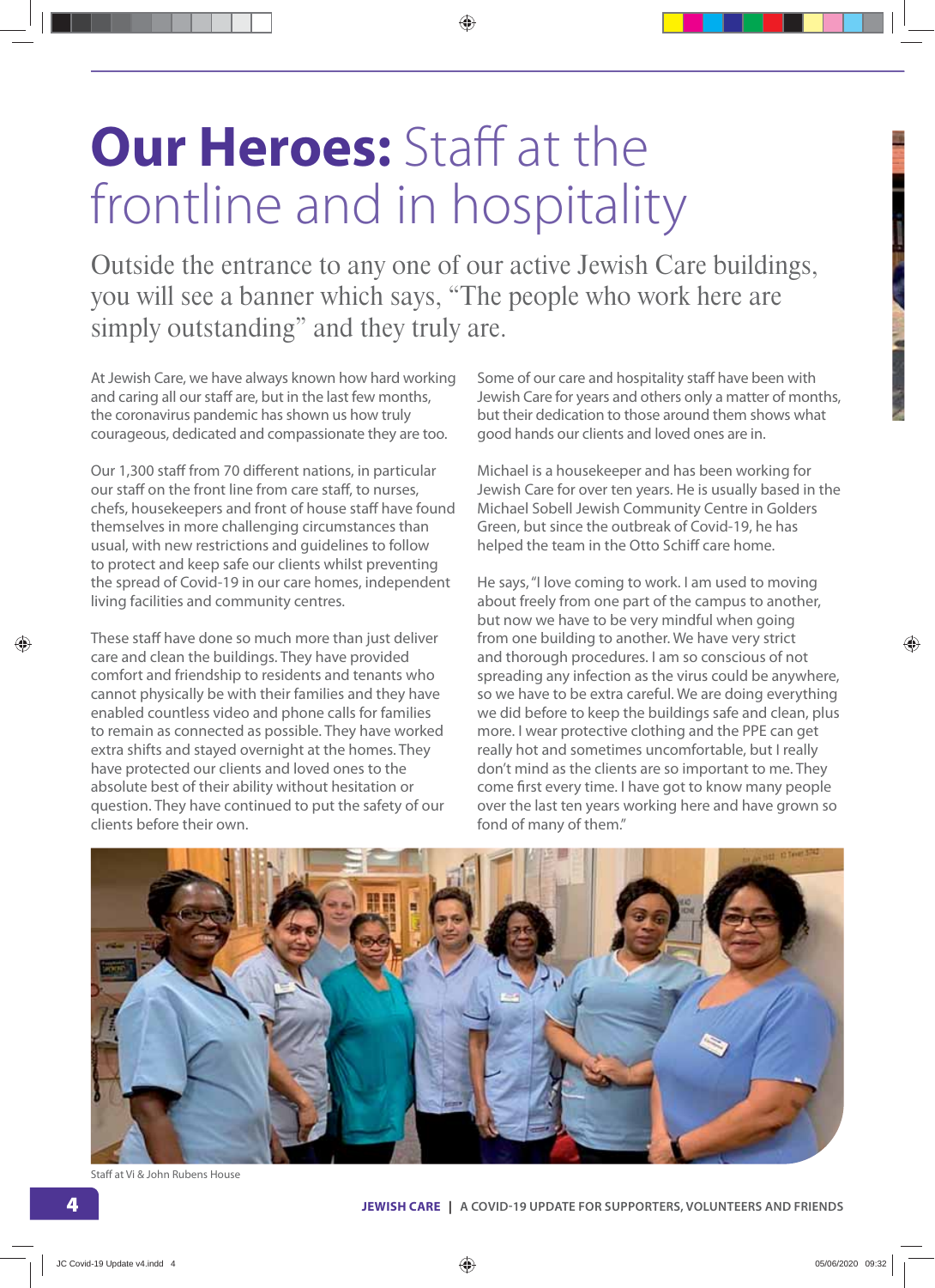# **Our Heroes:** Staff at the frontline and in hospitality

Outside the entrance to any one of our active Jewish Care buildings, you will see a banner which says, "The people who work here are simply outstanding" and they truly are.

At Jewish Care, we have always known how hard working and caring all our staff are, but in the last few months, the coronavirus pandemic has shown us how truly courageous, dedicated and compassionate they are too.

Our 1,300 staff from 70 different nations, in particular our staff on the front line from care staff, to nurses, chefs, housekeepers and front of house staff have found themselves in more challenging circumstances than usual, with new restrictions and guidelines to follow to protect and keep safe our clients whilst preventing the spread of Covid-19 in our care homes, independent living facilities and community centres.

These staff have done so much more than just deliver care and clean the buildings. They have provided comfort and friendship to residents and tenants who cannot physically be with their families and they have enabled countless video and phone calls for families to remain as connected as possible. They have worked extra shifts and stayed overnight at the homes. They have protected our clients and loved ones to the absolute best of their ability without hesitation or question. They have continued to put the safety of our clients before their own.

Some of our care and hospitality staff have been with Jewish Care for years and others only a matter of months, but their dedication to those around them shows what good hands our clients and loved ones are in.

Michael is a housekeeper and has been working for Jewish Care for over ten years. He is usually based in the Michael Sobell Jewish Community Centre in Golders Green, but since the outbreak of Covid-19, he has helped the team in the Otto Schiff care home.

He says, "I love coming to work. I am used to moving about freely from one part of the campus to another, but now we have to be very mindful when going from one building to another. We have very strict and thorough procedures. I am so conscious of not spreading any infection as the virus could be anywhere, so we have to be extra careful. We are doing everything we did before to keep the buildings safe and clean, plus more. I wear protective clothing and the PPE can get really hot and sometimes uncomfortable, but I really don't mind as the clients are so important to me. They come first every time. I have got to know many people over the last ten years working here and have grown so fond of many of them."

Staff at Vi & John Rubens House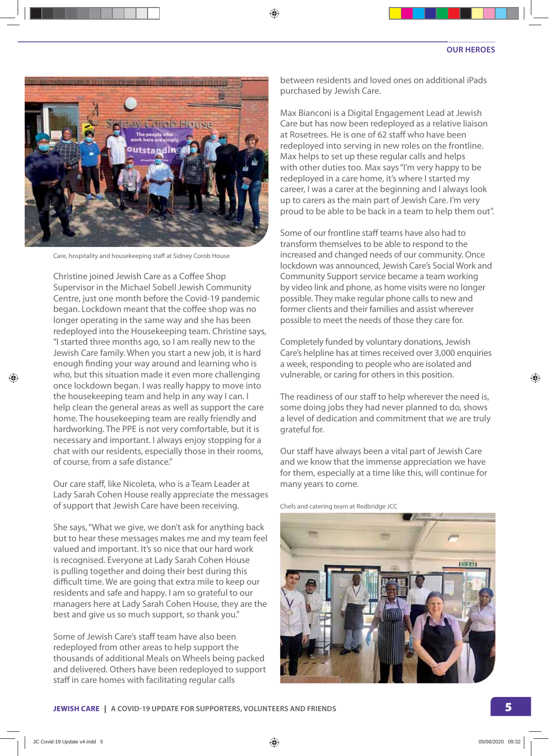Care, hospitality and housekeeping staff at Sidney Corob House

Christine joined Jewish Care as a Coffee Shop Supervisor in the Michael Sobell Jewish Community Centre, just one month before the Covid-19 pandemic began. Lockdown meant that the coffee shop was no longer operating in the same way and she has been redeployed into the Housekeeping team. Christine says, "I started three months ago, so I am really new to the Jewish Care family. When you start a new job, it is hard enough finding your way around and learning who is who, but this situation made it even more challenging once lockdown began. I was really happy to move into the housekeeping team and help in any way I can. I help clean the general areas as well as support the care home. The housekeeping team are really friendly and hardworking. The PPE is not very comfortable, but it is necessary and important. I always enjoy stopping for a chat with our residents, especially those in their rooms, of course, from a safe distance."

Our care staff, like Nicoleta, who is a Team Leader at Lady Sarah Cohen House really appreciate the messages of support that Jewish Care have been receiving.

She says, "What we give, we don't ask for anything back but to hear these messages makes me and my team feel valued and important. It's so nice that our hard work is recognised. Everyone at Lady Sarah Cohen House is pulling together and doing their best during this difficult time. We are going that extra mile to keep our residents and safe and happy. I am so grateful to our managers here at Lady Sarah Cohen House, they are the best and give us so much support, so thank you."

Some of Jewish Care's staff team have also been redeployed from other areas to help support the thousands of additional Meals on Wheels being packed and delivered. Others have been redeployed to support staff in care homes with facilitating regular calls between residents and loved ones on additional iPads purchased by Jewish Care.

Max Bianconi is a Digital Engagement Lead at Jewish Care but has now been redeployed as a relative liaison at Rosetrees. He is one of 62 staff who have been redeployed into serving in new roles on the frontline. Max helps to set up these regular calls and helps with other duties too. Max says "I'm very happy to be redeployed in a care home, it's where I started my career, I was a carer at the beginning and I always look up to carers as the main part of Jewish Care. I'm very proud to be able to be back in a team to help them out".

Some of our frontline staff teams have also had to transform themselves to be able to respond to the increased and changed needs of our community. Once lockdown was announced, Jewish Care's Social Work and Community Support service became a team working by video link and phone, as home visits were no longer possible. They make regular phone calls to new and former clients and their families and assist wherever possible to meet the needs of those they care for.

Completely funded by voluntary donations, Jewish Care's helpline has at times received over 3,000 enquiries a week, responding to people who are isolated and vulnerable, or caring for others in this position.

The readiness of our staff to help wherever the need is, some doing jobs they had never planned to do, shows a level of dedication and commitment that we are truly grateful for.

Our staff have always been a vital part of Jewish Care and we know that the immense appreciation we have for them, especially at a time like this, will continue for many years to come.

Chefs and catering team at Redbridge JCC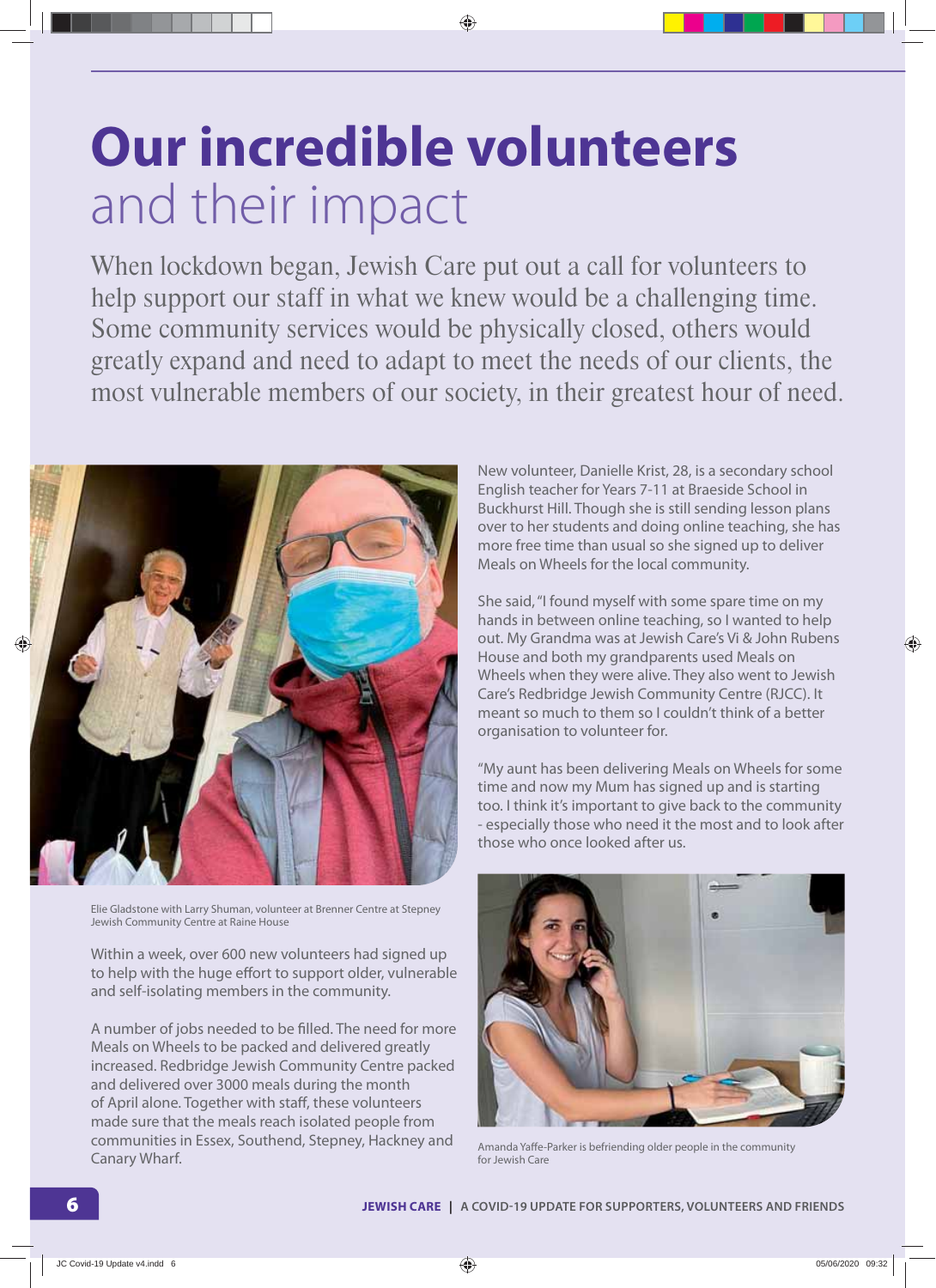# **Our incredible volunteers** and their impact

When lockdown began, Jewish Care put out a call for volunteers to help support our staff in what we knew would be a challenging time. Some community services would be physically closed, others would greatly expand and need to adapt to meet the needs of our clients, the most vulnerable members of our society, in their greatest hour of need.

Elie Gladstone with Larry Shuman, volunteer at Brenner Centre at Stepney Jewish Community Centre at Raine House

Within a week, over 600 new volunteers had signed up to help with the huge effort to support older, vulnerable and self-isolating members in the community.

A number of jobs needed to be filled. The need for more Meals on Wheels to be packed and delivered greatly increased. Redbridge Jewish Community Centre packed and delivered over 3000 meals during the month of April alone. Together with staff, these volunteers made sure that the meals reach isolated people from communities in Essex, Southend, Stepney, Hackney and Canary Wharf.

New volunteer, Danielle Krist, 28, is a secondary school English teacher for Years 7-11 at Braeside School in Buckhurst Hill. Though she is still sending lesson plans over to her students and doing online teaching, she has more free time than usual so she signed up to deliver Meals on Wheels for the local community.

She said, "I found myself with some spare time on my hands in between online teaching, so I wanted to help out. My Grandma was at Jewish Care's Vi & John Rubens House and both my grandparents used Meals on Wheels when they were alive. They also went to Jewish Care's Redbridge Jewish Community Centre (RJCC). It meant so much to them so I couldn't think of a better organisation to volunteer for.

"My aunt has been delivering Meals on Wheels for some time and now my Mum has signed up and is starting too. I think it's important to give back to the community - especially those who need it the most and to look after those who once looked after us.

Amanda Yaffe-Parker is befriending older people in the community for Jewish Care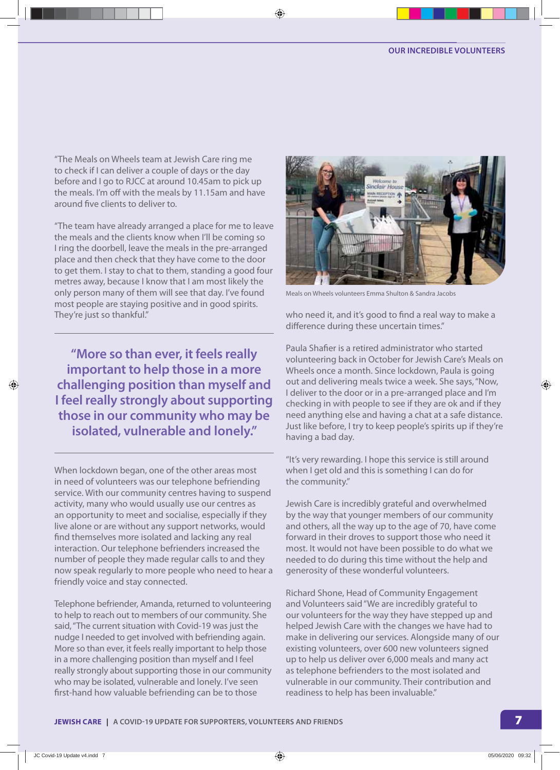"The Meals on Wheels team at Jewish Care ring me to check if I can deliver a couple of days or the day before and I go to RJCC at around 10.45am to pick up the meals. I'm off with the meals by 11.15am and have around five clients to deliver to.

"The team have already arranged a place for me to leave the meals and the clients know when I'll be coming so I ring the doorbell, leave the meals in the pre-arranged place and then check that they have come to the door to get them. I stay to chat to them, standing a good four metres away, because I know that I am most likely the only person many of them will see that day. I've found most people are staying positive and in good spirits. They're just so thankful."

> **"More so than ever, it feels really important to help those in a more challenging position than myself and I feel really strongly about supporting those in our community who may be isolated, vulnerable and lonely."**

When lockdown began, one of the other areas most in need of volunteers was our telephone befriending service. With our community centres having to suspend activity, many who would usually use our centres as an opportunity to meet and socialise, especially if they live alone or are without any support networks, would find themselves more isolated and lacking any real interaction. Our telephone befrienders increased the number of people they made regular calls to and they now speak regularly to more people who need to hear a friendly voice and stay connected.

Telephone befriender, Amanda, returned to volunteering to help to reach out to members of our community. She said, "The current situation with Covid-19 was just the nudge I needed to get involved with befriending again. More so than ever, it feels really important to help those in a more challenging position than myself and I feel really strongly about supporting those in our community who may be isolated, vulnerable and lonely. I've seen first-hand how valuable befriending can be to those who need it, and it's good to find a real way to make a difference during these uncertain times."

Meals on Wheels volunteers Emma Shulton & Sandra Jacobs

Paula Shafier is a retired administrator who started volunteering back in October for Jewish Care's Meals on Wheels once a month. Since lockdown, Paula is going out and delivering meals twice a week. She says, "Now, I deliver to the door or in a pre-arranged place and I'm checking in with people to see if they are ok and if they need anything else and having a chat at a safe distance. Just like before, I try to keep people's spirits up if they're having a bad day.

"It's very rewarding. I hope this service is still around when I get old and this is something I can do for the community."

Jewish Care is incredibly grateful and overwhelmed by the way that younger members of our community and others, all the way up to the age of 70, have come forward in their droves to support those who need it most. It would not have been possible to do what we needed to do during this time without the help and generosity of these wonderful volunteers.

Richard Shone, Head of Community Engagement and Volunteers said "We are incredibly grateful to our volunteers for the way they have stepped up and helped Jewish Care with the changes we have had to make in delivering our services. Alongside many of our existing volunteers, over 600 new volunteers signed up to help us deliver over 6,000 meals and many act as telephone befrienders to the most isolated and vulnerable in our community. Their contribution and readiness to help has been invaluable."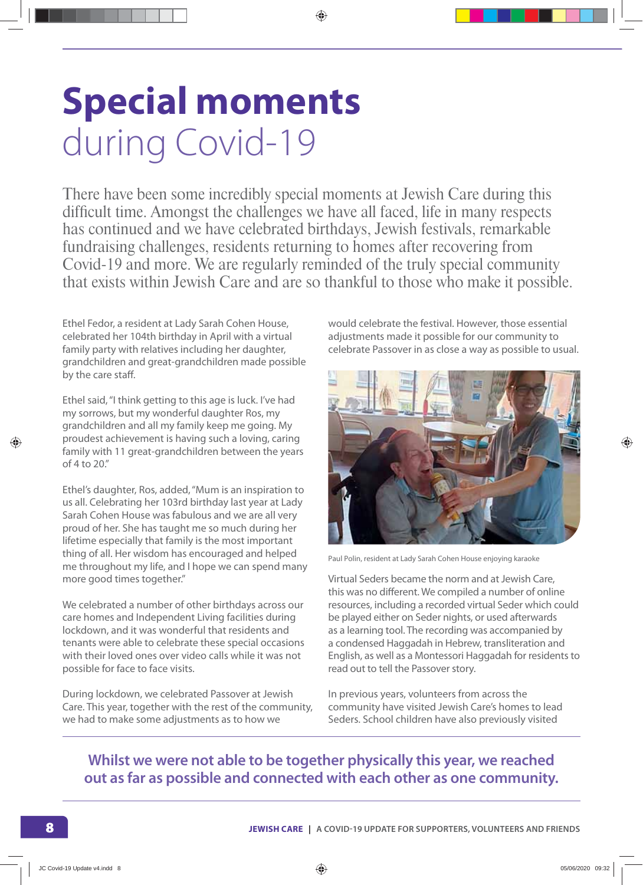# Special moments during Covid-19

There have been some incredibly special moments at Jewish Care during this difficult time. Amongst the challenges we have all faced, life in many respects has continued and we have celebrated birthdays, Jewish festivals, remarkable fundraising challenges, residents returning to homes after recovering from Covid-19 and more. We are regularly reminded of the truly special community that exists within Jewish Care and are so thankful to those who make it possible.

Ethel Fedor, a resident at Lady Sarah Cohen House, celebrated her 104th birthday in April with a virtual family party with relatives including her daughter, grandchildren and great-grandchildren made possible by the care staff.

Ethel said, "I think getting to this age is luck. I've had my sorrows, but my wonderful daughter Ros, my grandchildren and all my family keep me going. My proudest achievement is having such a loving, caring family with 11 great-grandchildren between the years of 4 to 20."

Ethel's daughter, Ros, added, "Mum is an inspiration to us all. Celebrating her 103rd birthday last year at Lady Sarah Cohen House was fabulous and we are all very proud of her. She has taught me so much during her lifetime especially that family is the most important thing of all. Her wisdom has encouraged and helped me throughout my life, and I hope we can spend many more good times together."

We celebrated a number of other birthdays across our care homes and Independent Living facilities during lockdown, and it was wonderful that residents and tenants were able to celebrate these special occasions with their loved ones over video calls while it was not possible for face to face visits.

During lockdown, we celebrated Passover at Jewish Care. This year, together with the rest of the community, we had to make some adjustments as to how we would celebrate the festival. However, those essential adjustments made it possible for our community to celebrate Passover in as close a way as possible to usual.

Paul Polin, resident at Lady Sarah Cohen House enjoying karaoke

Virtual Seders became the norm and at Jewish Care, this was no different. We compiled a number of online resources, including a recorded virtual Seder which could be played either on Seder nights, or used afterwards as a learning tool. The recording was accompanied by a condensed Haggadah in Hebrew, transliteration and English, as well as a Montessori Haggadah for residents to read out to tell the Passover story.

In previous years, volunteers from across the community have visited Jewish Care's homes to lead Seders. School children have also previously visited

**Whilst we were not able to be together physically this year, we reached out as far as possible and connected with each other as one community.**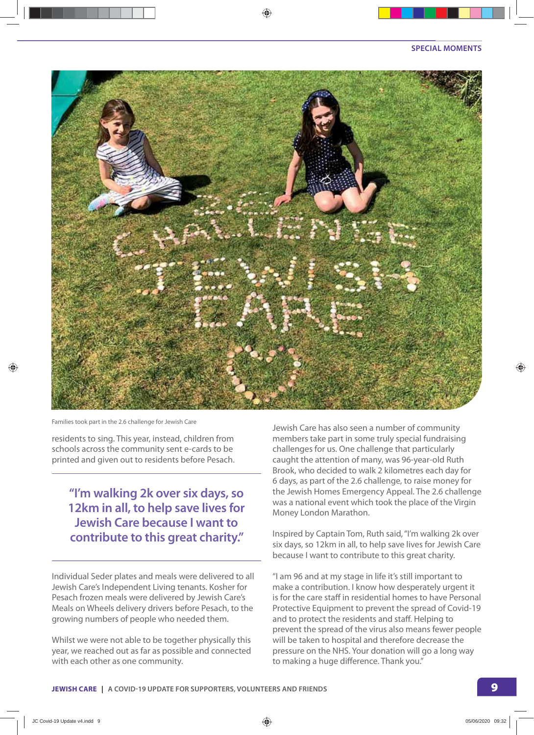Families took part in the 2.6 challenge for Jewish Care

residents to sing. This year, instead, children from schools across the community sent e-cards to be printed and given out to residents before Pesach.

> **"I'm walking 2k over six days, so 12km in all, to help save lives for Jewish Care because I want to contribute to this great charity."**

Individual Seder plates and meals were delivered to all Jewish Care's Independent Living tenants. Kosher for Pesach frozen meals were delivered by Jewish Care's Meals on Wheels delivery drivers before Pesach, to the growing numbers of people who needed them.

Whilst we were not able to be together physically this year, we reached out as far as possible and connected with each other as one community.

Jewish Care has also seen a number of community members take part in some truly special fundraising challenges for us. One challenge that particularly caught the attention of many, was 96-year-old Ruth Brook, who decided to walk 2 kilometres each day for 6 days, as part of the 2.6 challenge, to raise money for the Jewish Homes Emergency Appeal. The 2.6 challenge was a national event which took the place of the Virgin Money London Marathon.

Inspired by Captain Tom, Ruth said, "I'm walking 2k over six days, so 12km in all, to help save lives for Jewish Care because I want to contribute to this great charity.

"I am 96 and at my stage in life it's still important to make a contribution. I know how desperately urgent it is for the care staff in residential homes to have Personal Protective Equipment to prevent the spread of Covid-19 and to protect the residents and staff. Helping to prevent the spread of the virus also means fewer people will be taken to hospital and therefore decrease the pressure on the NHS. Your donation will go a long way to making a huge difference. Thank you."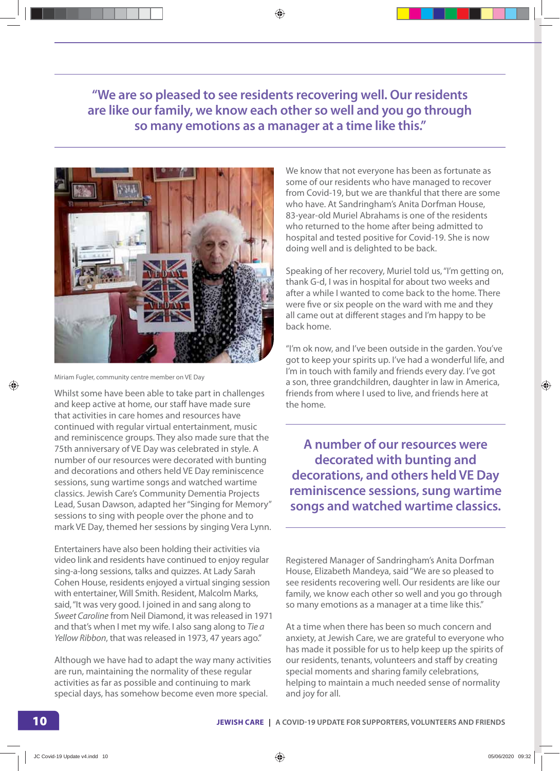> **"We are so pleased to see residents recovering well. Our residents are like our family, we know each other so well and you go through so many emotions as a manager at a time like this."**

Miriam Fugler, community centre member on VE Day

Whilst some have been able to take part in challenges and keep active at home, our staff have made sure that activities in care homes and resources have continued with regular entertainment, music and reminiscence groups. They also made sure that the 75th anniversary of VE Day was celebrated in style. A number of our resources were decorated with bunting and decorations and others held VE Day reminiscence sessions, sung wartime songs and watched wartime classics. Jewish Care's Community Dementia Projects Lead, Susan Dawson, adapted her "Singing for Memory" sessions to sing with people over the phone and to mark VE Day, themed her sessions by singing Vera Lynn.

Entertainers have also been holding their activities via video link and residents have continued to enjoy regular sing-a-long sessions, talks and quizzes. At Lady Sarah Cohen House, residents enjoyed a virtual singing session with entertainer, Will Smith. Resident, Malcolm Marks, said, "It was very good. I joined in and sang along to *Sweet Caroline* from Neil Diamond, it was released in 1971 and that's when I met my wife. I also sang along to *Tie a Yellow Ribbon*, that was released in 1973, 47 years ago."

Although we have had to adapt the way many activities are run, maintaining the normality of these regular activities as far as possible and continuing to mark special days, has somehow become even more special.

We know that not everyone has been as fortunate as some of our residents who have managed to recover from Covid-19, but we are thankful that there are some who have. At Sandringham's Anita Dorfman House, 83-year-old Muriel Abrahams is one of the residents who returned to the home after being admitted to hospital and tested positive for Covid-19. She is now doing well and is delighted to be back.

Speaking of her recovery, Muriel told us, "I'm getting on, thank G-d, I was in hospital for about two weeks and after a while I wanted to come back to the home. There were five or six people on the ward with me and they all came out at different stages and I'm happy to be back home.

"I'm ok now, and I've been outside in the garden. You've got to keep your spirits up. I've had a wonderful life, and I'm in touch with family and friends every day. I've got a son, three grandchildren, daughter in law in America, friends from where I used to live, and friends here at the home.

> **A number of our resources were decorated with bunting and decorations, and others held VE Day reminiscence sessions, sung wartime songs and watched wartime classics.**

Registered Manager of Sandringham's Anita Dorfman House, Elizabeth Mandeya, said "We are so pleased to see residents recovering well. Our residents are like our family, we know each other so well and you go through so many emotions as a manager at a time like this."

At a time when there has been so much concern and anxiety, at Jewish Care, we are grateful to everyone who has made it possible for us to help keep up the spirits of our residents, tenants, volunteers and staff by creating special moments and sharing family celebrations, helping to maintain a much needed sense of normality and joy for all.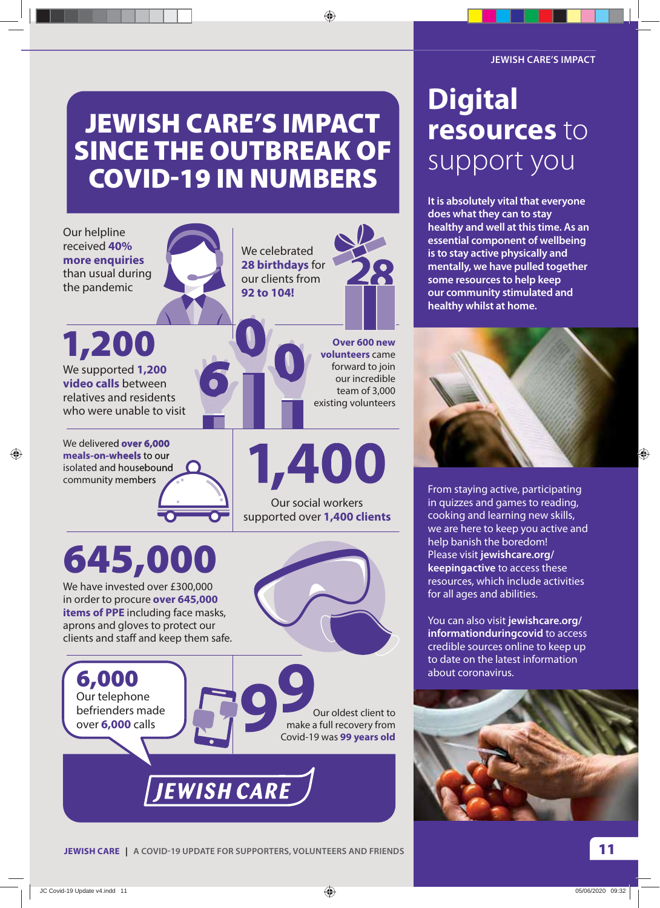# JEWISH CARE'S IMPACT SINCE THE OUTBREAK OF COVID-19 IN NUMBERS

Our helpline received **40% more enquiries** than usual during the pandemic

We celebrated **28 birthdays** for our clients from **92 to 104!**

**1,200**

We supported **1,200 video calls** between relatives and residents who were unable to visit

**Over 600 new volunteers** came forward to join our incredible team of 3,000 existing volunteers

We delivered **over 6,000 meals-on-wheels** to our isolated and housebound community members

**1,400**

Our social workers supported over **1,400 clients**

**645,000**

We have invested over £300,000 in order to procure **over 645,000 items of PPE** including face masks, aprons and gloves to protect our clients and staff and keep them safe.

**6,000**

Our telephone befrienders made over **6,000** calls

**99**

Our oldest client to make a full recovery from Covid-19 was **99 years old**

JEWISH CARE

# Digital resources to support you

**It is absolutely vital that everyone does what they can to stay healthy and well at this time. As an essential component of wellbeing is to stay active physically and mentally, we have pulled together some resources to help keep our community stimulated and healthy whilst at home.**

From staying active, participating in quizzes and games to reading, cooking and learning new skills, we are here to keep you active and help banish the boredom! Please visit **jewishcare.org/keepingactive** to access these resources, which include activities for all ages and abilities.

You can also visit **jewishcare.org/informationduringcovid** to access credible sources online to keep up to date on the latest information about coronavirus.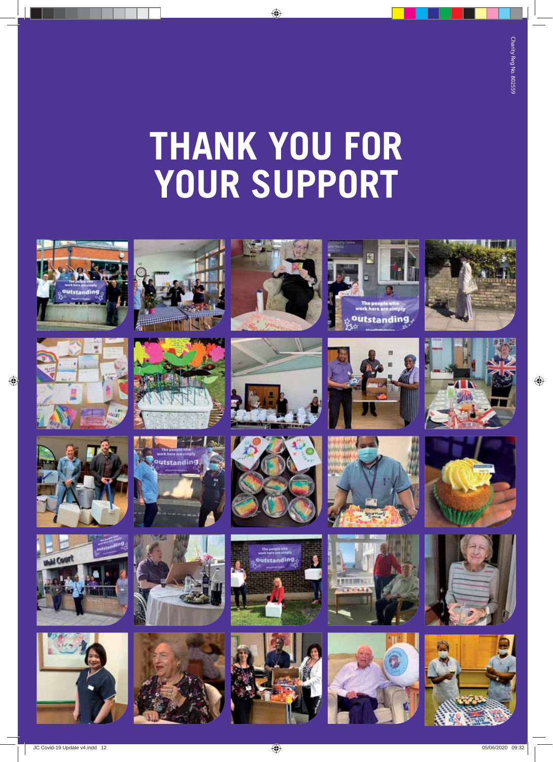Charity Reg No. 802559

# THANK YOU FOR YOUR SUPPORT